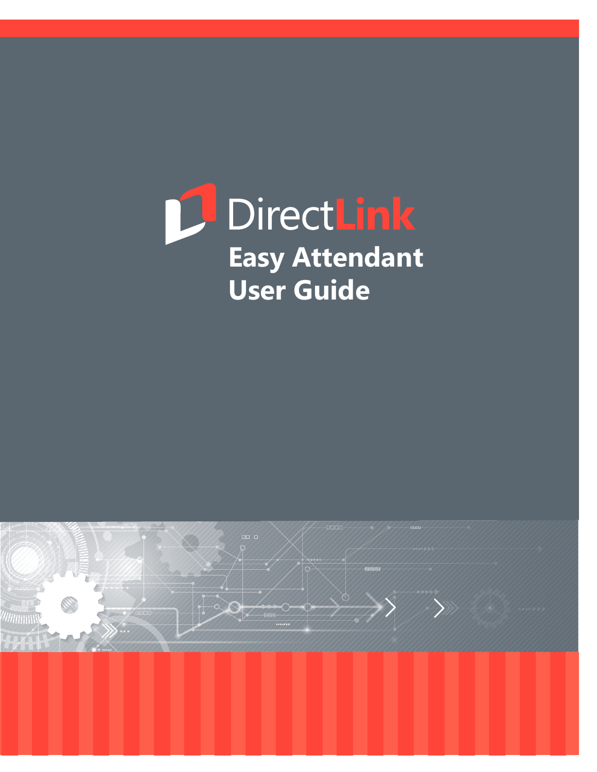# DirectLink

# Easy Attendant User Guide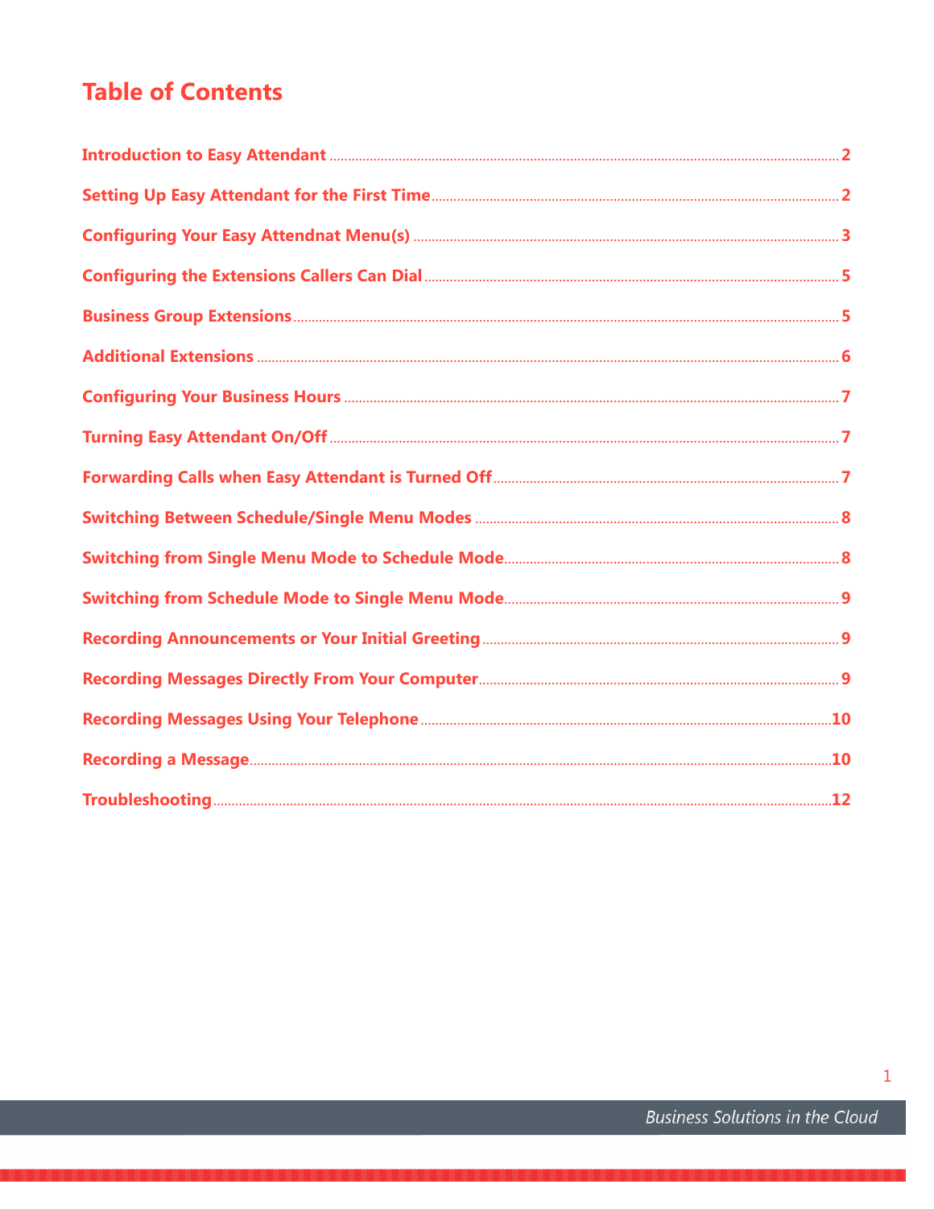# Table of Contents

| | |
|---|---|
| Introduction to Easy Attendant | 2 |
| Setting Up Easy Attendant for the First Time | 2 |
| Configuring Your Easy Attendnat Menu(s) | 3 |
| Configuring the Extensions Callers Can Dial | 5 |
| Business Group Extensions | 5 |
| Additional Extensions | 6 |
| Configuring Your Business Hours | 7 |
| Turning Easy Attendant On/Off | 7 |
| Forwarding Calls when Easy Attendant is Turned Off | 7 |
| Switching Between Schedule/Single Menu Modes | 8 |
| Switching from Single Menu Mode to Schedule Mode | 8 |
| Switching from Schedule Mode to Single Menu Mode | 9 |
| Recording Announcements or Your Initial Greeting | 9 |
| Recording Messages Directly From Your Computer | 9 |
| Recording Messages Using Your Telephone | 10 |
| Recording a Message | 10 |
| Troubleshooting | 12 |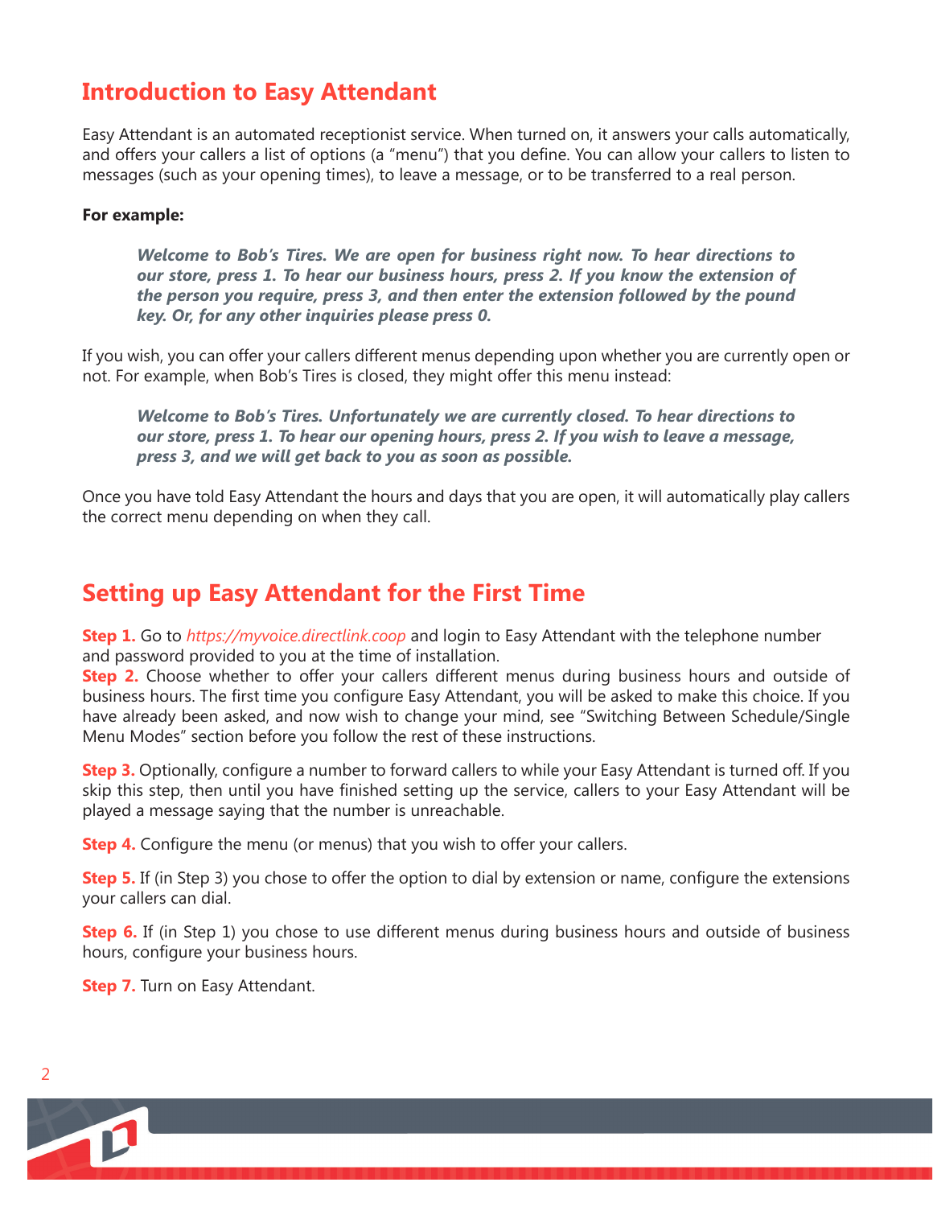## Introduction to Easy Attendant

Easy Attendant is an automated receptionist service. When turned on, it answers your calls automatically, and offers your callers a list of options (a "menu") that you define. You can allow your callers to listen to messages (such as your opening times), to leave a message, or to be transferred to a real person.

**For example:**

> ***Welcome to Bob's Tires. We are open for business right now. To hear directions to our store, press 1. To hear our business hours, press 2. If you know the extension of the person you require, press 3, and then enter the extension followed by the pound key. Or, for any other inquiries please press 0.***

If you wish, you can offer your callers different menus depending upon whether you are currently open or not. For example, when Bob's Tires is closed, they might offer this menu instead:

> ***Welcome to Bob's Tires. Unfortunately we are currently closed. To hear directions to our store, press 1. To hear our opening hours, press 2. If you wish to leave a message, press 3, and we will get back to you as soon as possible.***

Once you have told Easy Attendant the hours and days that you are open, it will automatically play callers the correct menu depending on when they call.

## Setting up Easy Attendant for the First Time

**Step 1.** Go to *https://myvoice.directlink.coop* and login to Easy Attendant with the telephone number and password provided to you at the time of installation.

**Step 2.** Choose whether to offer your callers different menus during business hours and outside of business hours. The first time you configure Easy Attendant, you will be asked to make this choice. If you have already been asked, and now wish to change your mind, see "Switching Between Schedule/Single Menu Modes" section before you follow the rest of these instructions.

**Step 3.** Optionally, configure a number to forward callers to while your Easy Attendant is turned off. If you skip this step, then until you have finished setting up the service, callers to your Easy Attendant will be played a message saying that the number is unreachable.

**Step 4.** Configure the menu (or menus) that you wish to offer your callers.

**Step 5.** If (in Step 3) you chose to offer the option to dial by extension or name, configure the extensions your callers can dial.

**Step 6.** If (in Step 1) you chose to use different menus during business hours and outside of business hours, configure your business hours.

**Step 7.** Turn on Easy Attendant.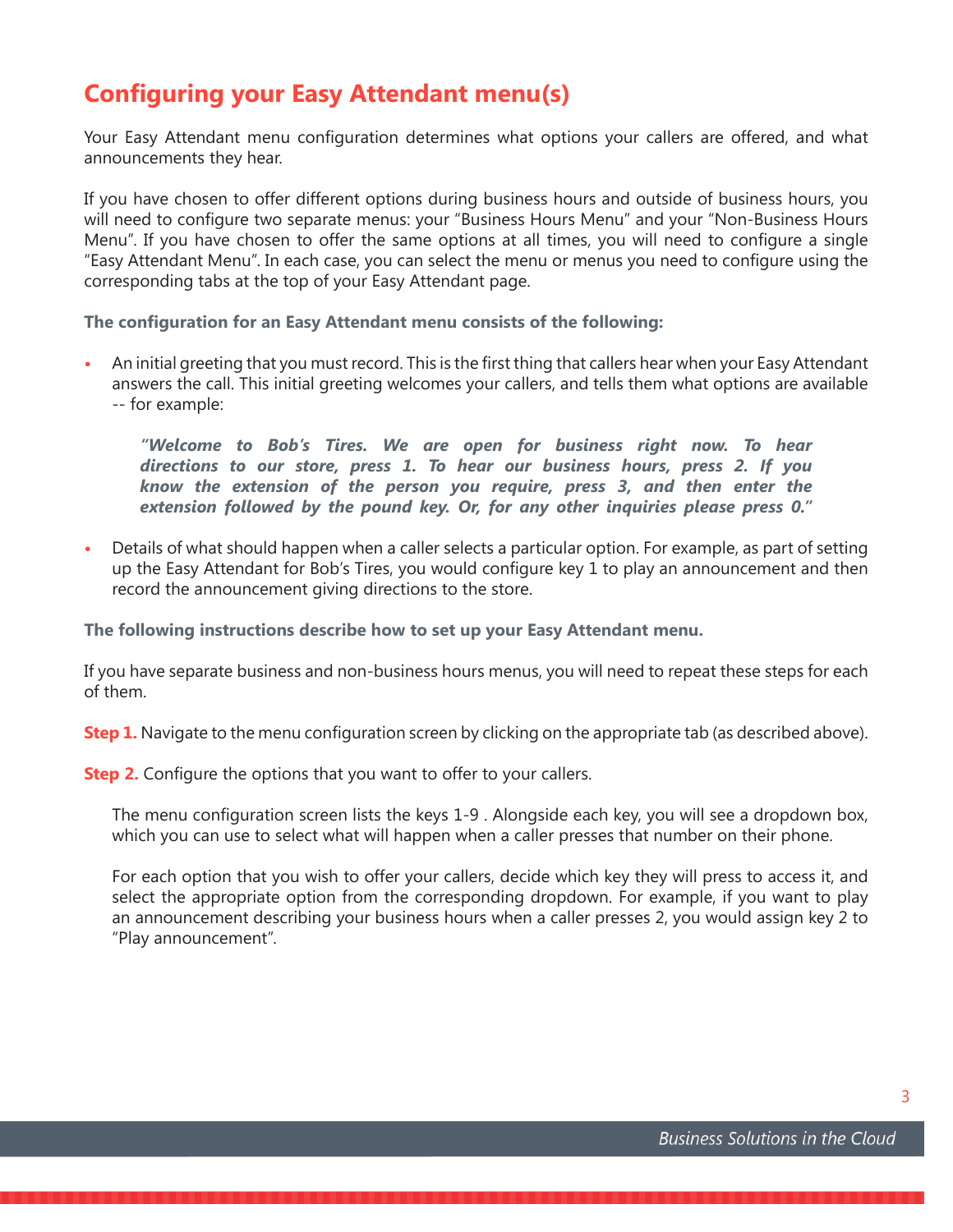## Configuring your Easy Attendant menu(s)

Your Easy Attendant menu configuration determines what options your callers are offered, and what announcements they hear.

If you have chosen to offer different options during business hours and outside of business hours, you will need to configure two separate menus: your "Business Hours Menu" and your "Non-Business Hours Menu". If you have chosen to offer the same options at all times, you will need to configure a single "Easy Attendant Menu". In each case, you can select the menu or menus you need to configure using the corresponding tabs at the top of your Easy Attendant page.

**The configuration for an Easy Attendant menu consists of the following:**

- An initial greeting that you must record. This is the first thing that callers hear when your Easy Attendant answers the call. This initial greeting welcomes your callers, and tells them what options are available -- for example:

  ***"Welcome to Bob's Tires. We are open for business right now. To hear directions to our store, press 1. To hear our business hours, press 2. If you know the extension of the person you require, press 3, and then enter the extension followed by the pound key. Or, for any other inquiries please press 0."***

- Details of what should happen when a caller selects a particular option. For example, as part of setting up the Easy Attendant for Bob's Tires, you would configure key 1 to play an announcement and then record the announcement giving directions to the store.

**The following instructions describe how to set up your Easy Attendant menu.**

If you have separate business and non-business hours menus, you will need to repeat these steps for each of them.

**Step 1.** Navigate to the menu configuration screen by clicking on the appropriate tab (as described above).

**Step 2.** Configure the options that you want to offer to your callers.

The menu configuration screen lists the keys 1-9 . Alongside each key, you will see a dropdown box, which you can use to select what will happen when a caller presses that number on their phone.

For each option that you wish to offer your callers, decide which key they will press to access it, and select the appropriate option from the corresponding dropdown. For example, if you want to play an announcement describing your business hours when a caller presses 2, you would assign key 2 to "Play announcement".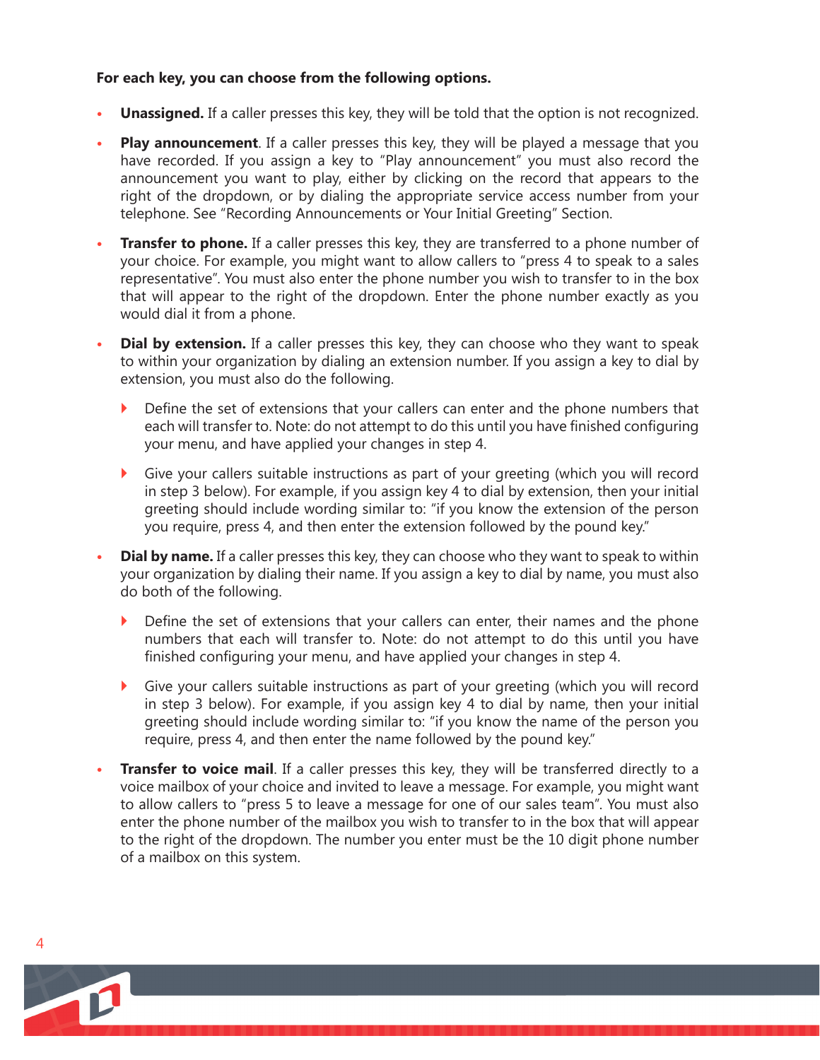**For each key, you can choose from the following options.**

- **Unassigned.** If a caller presses this key, they will be told that the option is not recognized.
- **Play announcement**. If a caller presses this key, they will be played a message that you have recorded. If you assign a key to "Play announcement" you must also record the announcement you want to play, either by clicking on the record that appears to the right of the dropdown, or by dialing the appropriate service access number from your telephone. See "Recording Announcements or Your Initial Greeting" Section.
- **Transfer to phone.** If a caller presses this key, they are transferred to a phone number of your choice. For example, you might want to allow callers to "press 4 to speak to a sales representative". You must also enter the phone number you wish to transfer to in the box that will appear to the right of the dropdown. Enter the phone number exactly as you would dial it from a phone.
- **Dial by extension.** If a caller presses this key, they can choose who they want to speak to within your organization by dialing an extension number. If you assign a key to dial by extension, you must also do the following.
  - Define the set of extensions that your callers can enter and the phone numbers that each will transfer to. Note: do not attempt to do this until you have finished configuring your menu, and have applied your changes in step 4.
  - Give your callers suitable instructions as part of your greeting (which you will record in step 3 below). For example, if you assign key 4 to dial by extension, then your initial greeting should include wording similar to: "if you know the extension of the person you require, press 4, and then enter the extension followed by the pound key."
- **Dial by name.** If a caller presses this key, they can choose who they want to speak to within your organization by dialing their name. If you assign a key to dial by name, you must also do both of the following.
  - Define the set of extensions that your callers can enter, their names and the phone numbers that each will transfer to. Note: do not attempt to do this until you have finished configuring your menu, and have applied your changes in step 4.
  - Give your callers suitable instructions as part of your greeting (which you will record in step 3 below). For example, if you assign key 4 to dial by name, then your initial greeting should include wording similar to: "if you know the name of the person you require, press 4, and then enter the name followed by the pound key."
- **Transfer to voice mail**. If a caller presses this key, they will be transferred directly to a voice mailbox of your choice and invited to leave a message. For example, you might want to allow callers to "press 5 to leave a message for one of our sales team". You must also enter the phone number of the mailbox you wish to transfer to in the box that will appear to the right of the dropdown. The number you enter must be the 10 digit phone number of a mailbox on this system.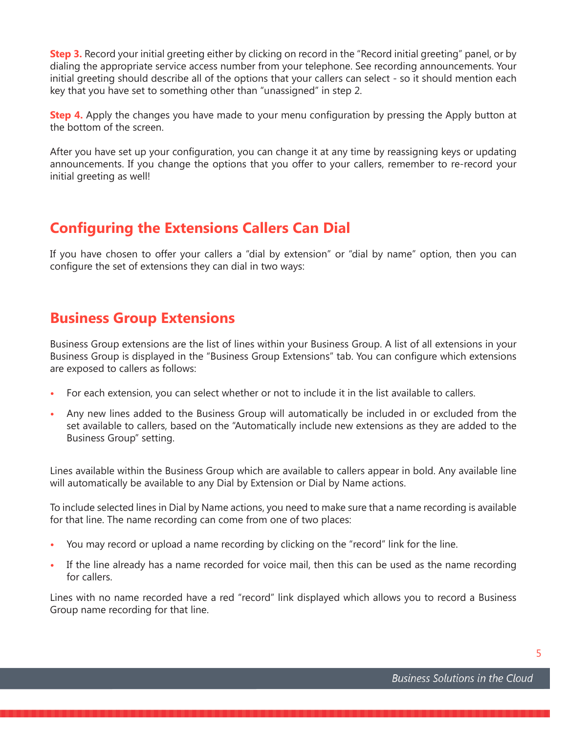**Step 3.** Record your initial greeting either by clicking on record in the "Record initial greeting" panel, or by dialing the appropriate service access number from your telephone. See recording announcements. Your initial greeting should describe all of the options that your callers can select - so it should mention each key that you have set to something other than "unassigned" in step 2.

**Step 4.** Apply the changes you have made to your menu configuration by pressing the Apply button at the bottom of the screen.

After you have set up your configuration, you can change it at any time by reassigning keys or updating announcements. If you change the options that you offer to your callers, remember to re-record your initial greeting as well!

## Configuring the Extensions Callers Can Dial

If you have chosen to offer your callers a "dial by extension" or "dial by name" option, then you can configure the set of extensions they can dial in two ways:

## Business Group Extensions

Business Group extensions are the list of lines within your Business Group. A list of all extensions in your Business Group is displayed in the "Business Group Extensions" tab. You can configure which extensions are exposed to callers as follows:

- For each extension, you can select whether or not to include it in the list available to callers.
- Any new lines added to the Business Group will automatically be included in or excluded from the set available to callers, based on the "Automatically include new extensions as they are added to the Business Group" setting.

Lines available within the Business Group which are available to callers appear in bold. Any available line will automatically be available to any Dial by Extension or Dial by Name actions.

To include selected lines in Dial by Name actions, you need to make sure that a name recording is available for that line. The name recording can come from one of two places:

- You may record or upload a name recording by clicking on the "record" link for the line.
- If the line already has a name recorded for voice mail, then this can be used as the name recording for callers.

Lines with no name recorded have a red "record" link displayed which allows you to record a Business Group name recording for that line.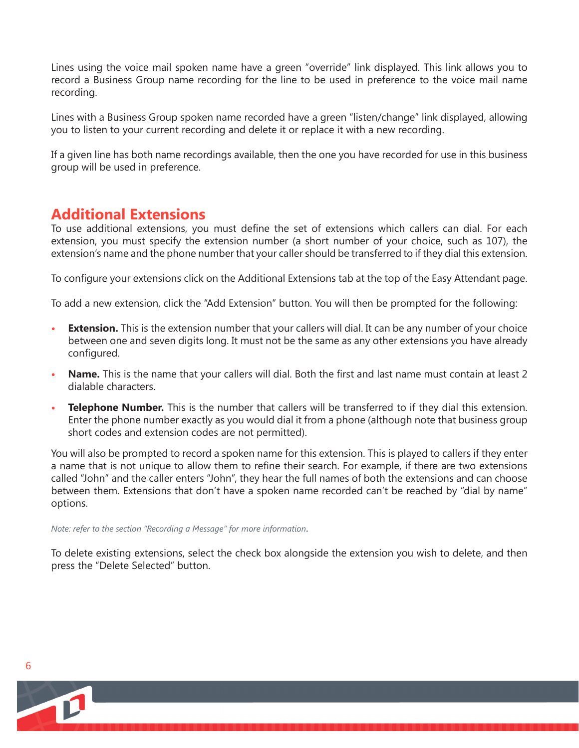Lines using the voice mail spoken name have a green "override" link displayed. This link allows you to record a Business Group name recording for the line to be used in preference to the voice mail name recording.

Lines with a Business Group spoken name recorded have a green "listen/change" link displayed, allowing you to listen to your current recording and delete it or replace it with a new recording.

If a given line has both name recordings available, then the one you have recorded for use in this business group will be used in preference.

## Additional Extensions

To use additional extensions, you must define the set of extensions which callers can dial. For each extension, you must specify the extension number (a short number of your choice, such as 107), the extension's name and the phone number that your caller should be transferred to if they dial this extension.

To configure your extensions click on the Additional Extensions tab at the top of the Easy Attendant page.

To add a new extension, click the "Add Extension" button. You will then be prompted for the following:

- **Extension.** This is the extension number that your callers will dial. It can be any number of your choice between one and seven digits long. It must not be the same as any other extensions you have already configured.
- **Name.** This is the name that your callers will dial. Both the first and last name must contain at least 2 dialable characters.
- **Telephone Number.** This is the number that callers will be transferred to if they dial this extension. Enter the phone number exactly as you would dial it from a phone (although note that business group short codes and extension codes are not permitted).

You will also be prompted to record a spoken name for this extension. This is played to callers if they enter a name that is not unique to allow them to refine their search. For example, if there are two extensions called "John" and the caller enters "John", they hear the full names of both the extensions and can choose between them. Extensions that don't have a spoken name recorded can't be reached by "dial by name" options.

*Note: refer to the section "Recording a Message" for more information*.

To delete existing extensions, select the check box alongside the extension you wish to delete, and then press the "Delete Selected" button.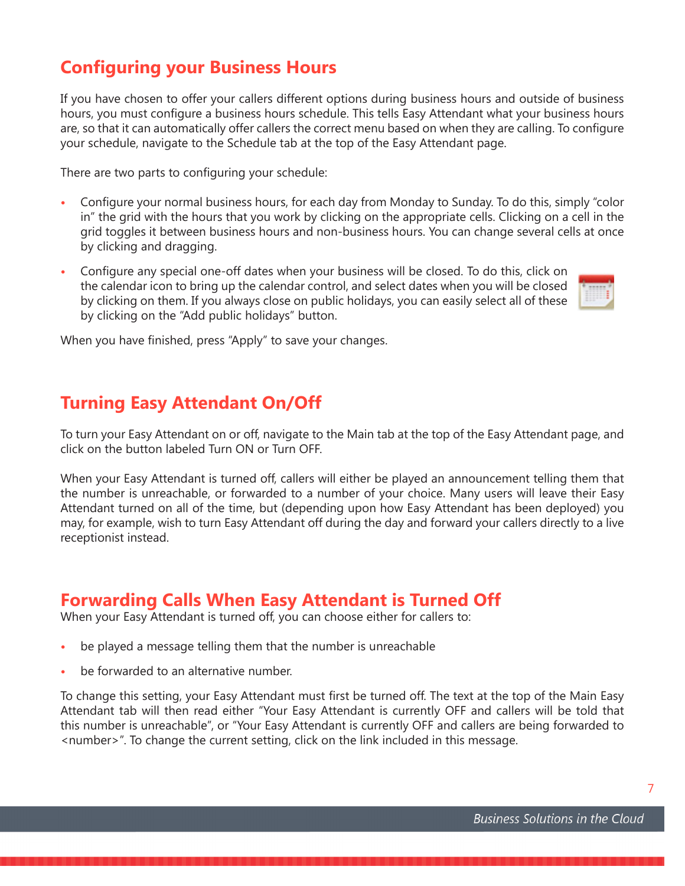## Configuring your Business Hours

If you have chosen to offer your callers different options during business hours and outside of business hours, you must configure a business hours schedule. This tells Easy Attendant what your business hours are, so that it can automatically offer callers the correct menu based on when they are calling. To configure your schedule, navigate to the Schedule tab at the top of the Easy Attendant page.

There are two parts to configuring your schedule:

- Configure your normal business hours, for each day from Monday to Sunday. To do this, simply "color in" the grid with the hours that you work by clicking on the appropriate cells. Clicking on a cell in the grid toggles it between business hours and non-business hours. You can change several cells at once by clicking and dragging.
- Configure any special one-off dates when your business will be closed. To do this, click on the calendar icon to bring up the calendar control, and select dates when you will be closed by clicking on them. If you always close on public holidays, you can easily select all of these by clicking on the "Add public holidays" button.

When you have finished, press "Apply" to save your changes.

## Turning Easy Attendant On/Off

To turn your Easy Attendant on or off, navigate to the Main tab at the top of the Easy Attendant page, and click on the button labeled Turn ON or Turn OFF.

When your Easy Attendant is turned off, callers will either be played an announcement telling them that the number is unreachable, or forwarded to a number of your choice. Many users will leave their Easy Attendant turned on all of the time, but (depending upon how Easy Attendant has been deployed) you may, for example, wish to turn Easy Attendant off during the day and forward your callers directly to a live receptionist instead.

## Forwarding Calls When Easy Attendant is Turned Off

When your Easy Attendant is turned off, you can choose either for callers to:

- be played a message telling them that the number is unreachable
- be forwarded to an alternative number.

To change this setting, your Easy Attendant must first be turned off. The text at the top of the Main Easy Attendant tab will then read either "Your Easy Attendant is currently OFF and callers will be told that this number is unreachable", or "Your Easy Attendant is currently OFF and callers are being forwarded to <number>". To change the current setting, click on the link included in this message.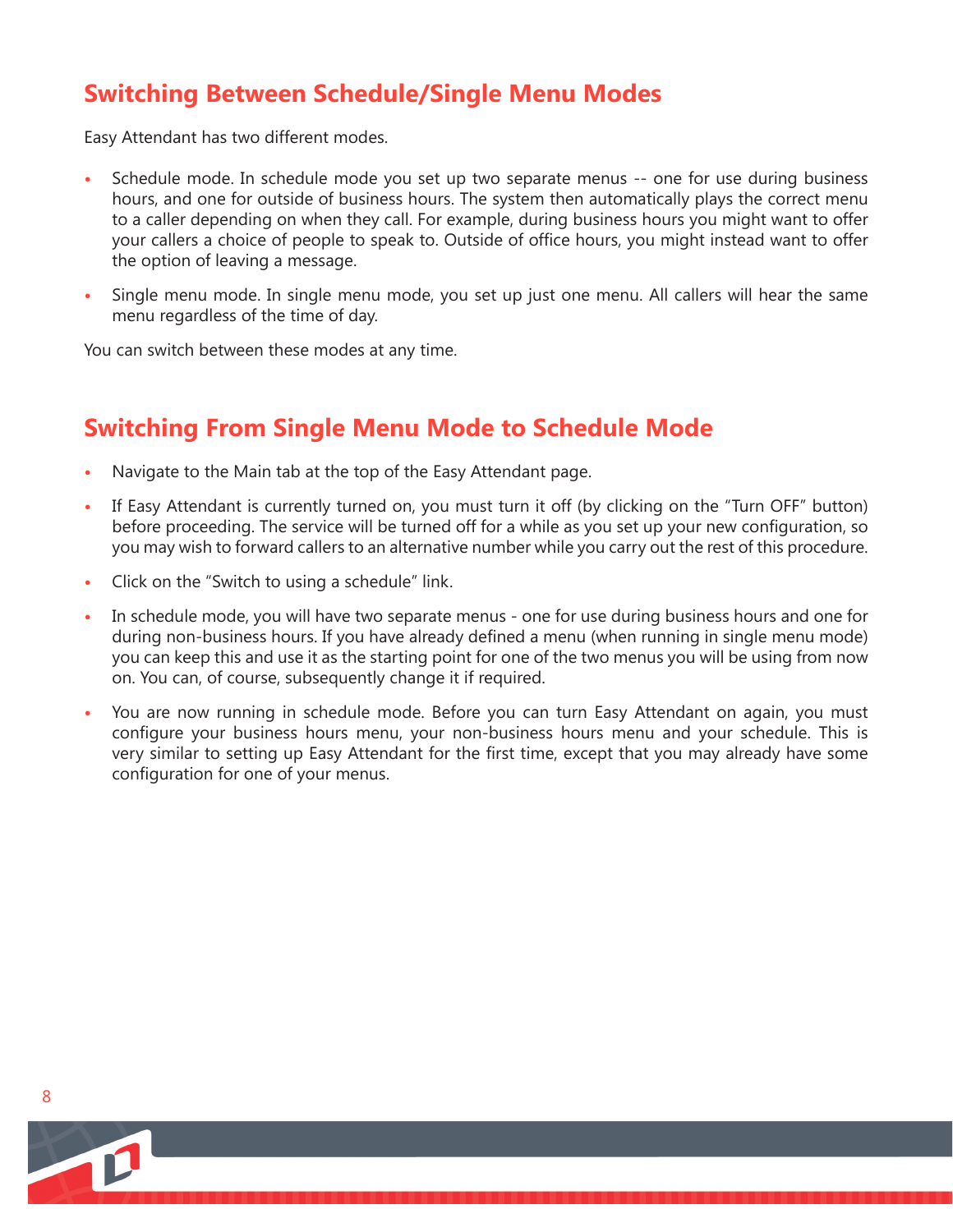## Switching Between Schedule/Single Menu Modes

Easy Attendant has two different modes.

- Schedule mode. In schedule mode you set up two separate menus -- one for use during business hours, and one for outside of business hours. The system then automatically plays the correct menu to a caller depending on when they call. For example, during business hours you might want to offer your callers a choice of people to speak to. Outside of office hours, you might instead want to offer the option of leaving a message.
- Single menu mode. In single menu mode, you set up just one menu. All callers will hear the same menu regardless of the time of day.

You can switch between these modes at any time.

## Switching From Single Menu Mode to Schedule Mode

- Navigate to the Main tab at the top of the Easy Attendant page.
- If Easy Attendant is currently turned on, you must turn it off (by clicking on the "Turn OFF" button) before proceeding. The service will be turned off for a while as you set up your new configuration, so you may wish to forward callers to an alternative number while you carry out the rest of this procedure.
- Click on the "Switch to using a schedule" link.
- In schedule mode, you will have two separate menus - one for use during business hours and one for during non-business hours. If you have already defined a menu (when running in single menu mode) you can keep this and use it as the starting point for one of the two menus you will be using from now on. You can, of course, subsequently change it if required.
- You are now running in schedule mode. Before you can turn Easy Attendant on again, you must configure your business hours menu, your non-business hours menu and your schedule. This is very similar to setting up Easy Attendant for the first time, except that you may already have some configuration for one of your menus.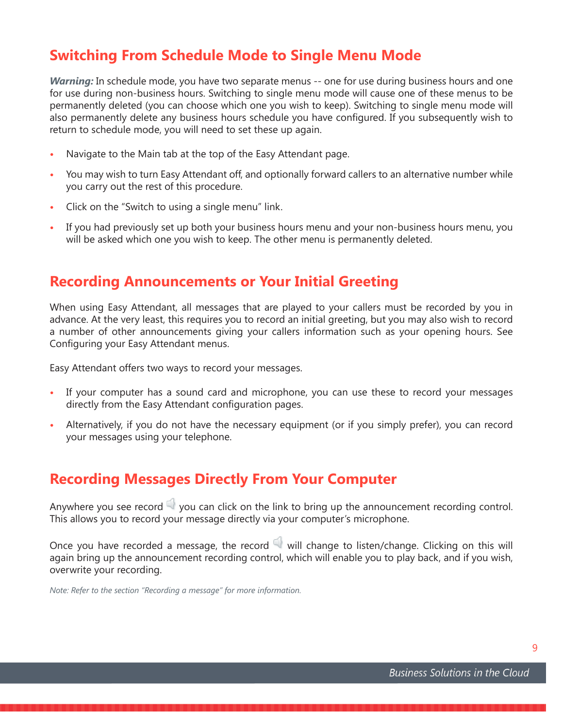## Switching From Schedule Mode to Single Menu Mode

***Warning:*** In schedule mode, you have two separate menus -- one for use during business hours and one for use during non-business hours. Switching to single menu mode will cause one of these menus to be permanently deleted (you can choose which one you wish to keep). Switching to single menu mode will also permanently delete any business hours schedule you have configured. If you subsequently wish to return to schedule mode, you will need to set these up again.

- Navigate to the Main tab at the top of the Easy Attendant page.
- You may wish to turn Easy Attendant off, and optionally forward callers to an alternative number while you carry out the rest of this procedure.
- Click on the “Switch to using a single menu” link.
- If you had previously set up both your business hours menu and your non-business hours menu, you will be asked which one you wish to keep. The other menu is permanently deleted.

## Recording Announcements or Your Initial Greeting

When using Easy Attendant, all messages that are played to your callers must be recorded by you in advance. At the very least, this requires you to record an initial greeting, but you may also wish to record a number of other announcements giving your callers information such as your opening hours. See Configuring your Easy Attendant menus.

Easy Attendant offers two ways to record your messages.

- If your computer has a sound card and microphone, you can use these to record your messages directly from the Easy Attendant configuration pages.
- Alternatively, if you do not have the necessary equipment (or if you simply prefer), you can record your messages using your telephone.

## Recording Messages Directly From Your Computer

Anywhere you see record you can click on the link to bring up the announcement recording control. This allows you to record your message directly via your computer’s microphone.

Once you have recorded a message, the record will change to listen/change. Clicking on this will again bring up the announcement recording control, which will enable you to play back, and if you wish, overwrite your recording.

*Note: Refer to the section “Recording a message” for more information.*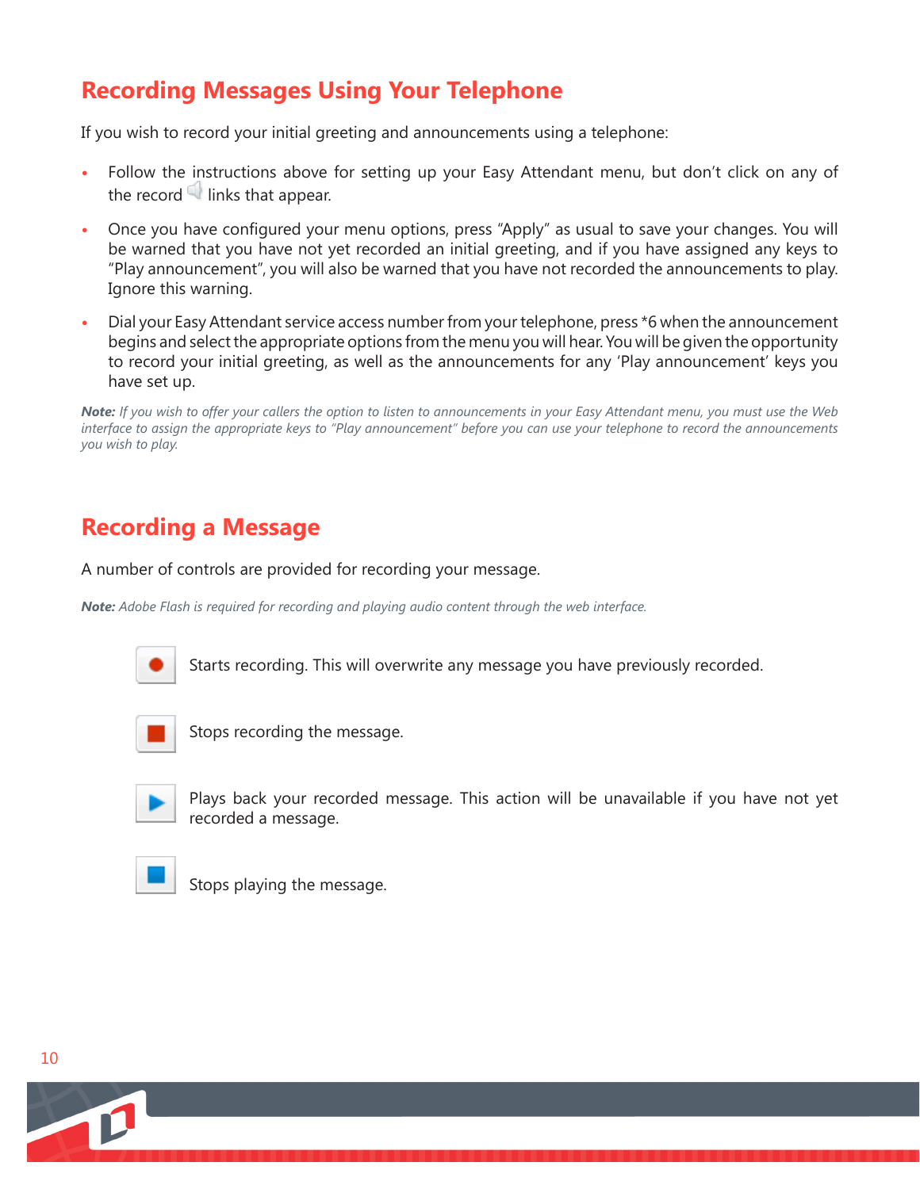## Recording Messages Using Your Telephone

If you wish to record your initial greeting and announcements using a telephone:

- Follow the instructions above for setting up your Easy Attendant menu, but don't click on any of the record links that appear.
- Once you have configured your menu options, press "Apply" as usual to save your changes. You will be warned that you have not yet recorded an initial greeting, and if you have assigned any keys to "Play announcement", you will also be warned that you have not recorded the announcements to play. Ignore this warning.
- Dial your Easy Attendant service access number from your telephone, press *6 when the announcement begins and select the appropriate options from the menu you will hear. You will be given the opportunity to record your initial greeting, as well as the announcements for any 'Play announcement' keys you have set up.

***Note:*** *If you wish to offer your callers the option to listen to announcements in your Easy Attendant menu, you must use the Web interface to assign the appropriate keys to "Play announcement" before you can use your telephone to record the announcements you wish to play.*

## Recording a Message

A number of controls are provided for recording your message.

***Note:*** *Adobe Flash is required for recording and playing audio content through the web interface.*

Starts recording. This will overwrite any message you have previously recorded.

Stops recording the message.

Plays back your recorded message. This action will be unavailable if you have not yet recorded a message.

Stops playing the message.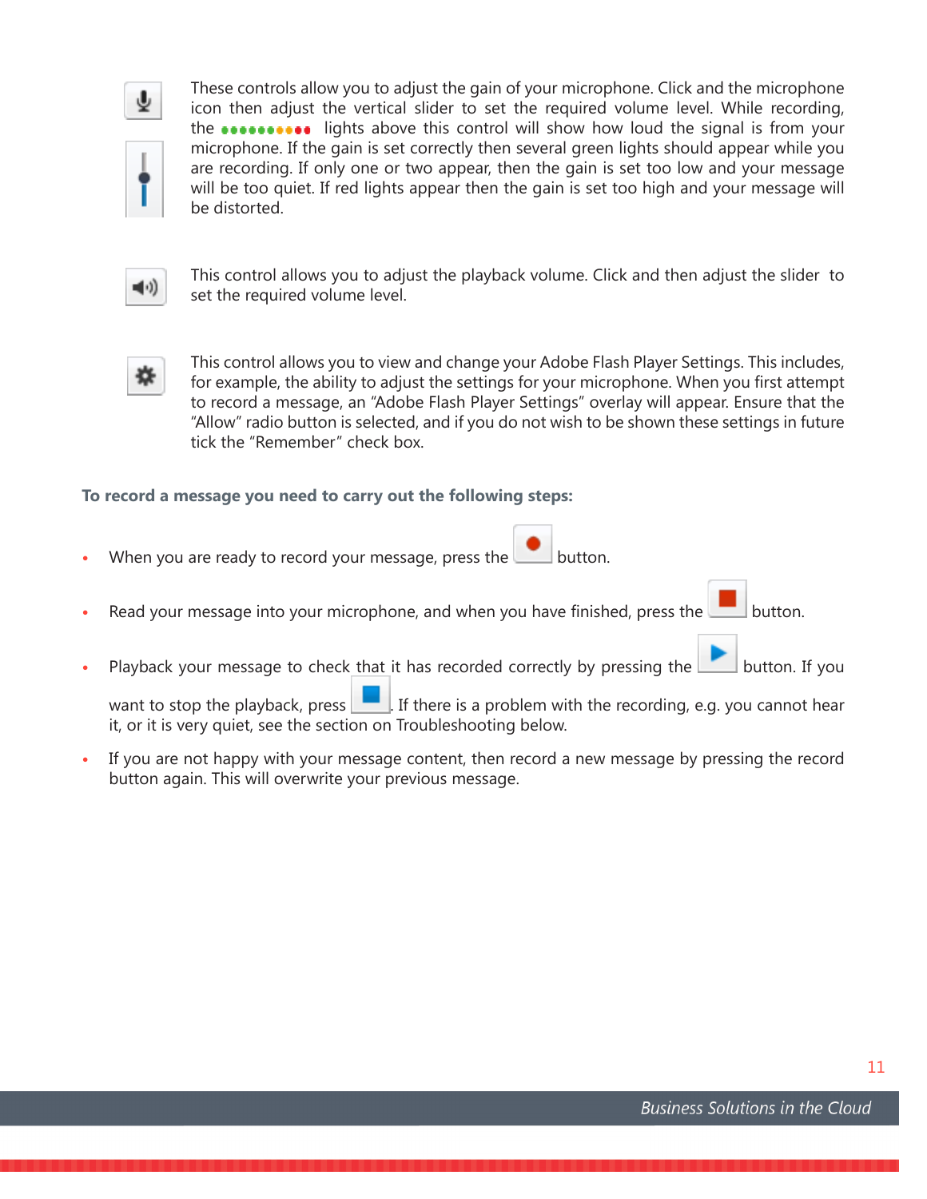These controls allow you to adjust the gain of your microphone. Click and the microphone icon then adjust the vertical slider to set the required volume level. While recording, the lights above this control will show how loud the signal is from your microphone. If the gain is set correctly then several green lights should appear while you are recording. If only one or two appear, then the gain is set too low and your message will be too quiet. If red lights appear then the gain is set too high and your message will be distorted.

This control allows you to adjust the playback volume. Click and then adjust the slider to set the required volume level.

This control allows you to view and change your Adobe Flash Player Settings. This includes, for example, the ability to adjust the settings for your microphone. When you first attempt to record a message, an "Adobe Flash Player Settings" overlay will appear. Ensure that the "Allow" radio button is selected, and if you do not wish to be shown these settings in future tick the "Remember" check box.

**To record a message you need to carry out the following steps:**

- When you are ready to record your message, press the button.
- Read your message into your microphone, and when you have finished, press the button.
- Playback your message to check that it has recorded correctly by pressing the button. If you want to stop the playback, press . If there is a problem with the recording, e.g. you cannot hear it, or it is very quiet, see the section on Troubleshooting below.
- If you are not happy with your message content, then record a new message by pressing the record button again. This will overwrite your previous message.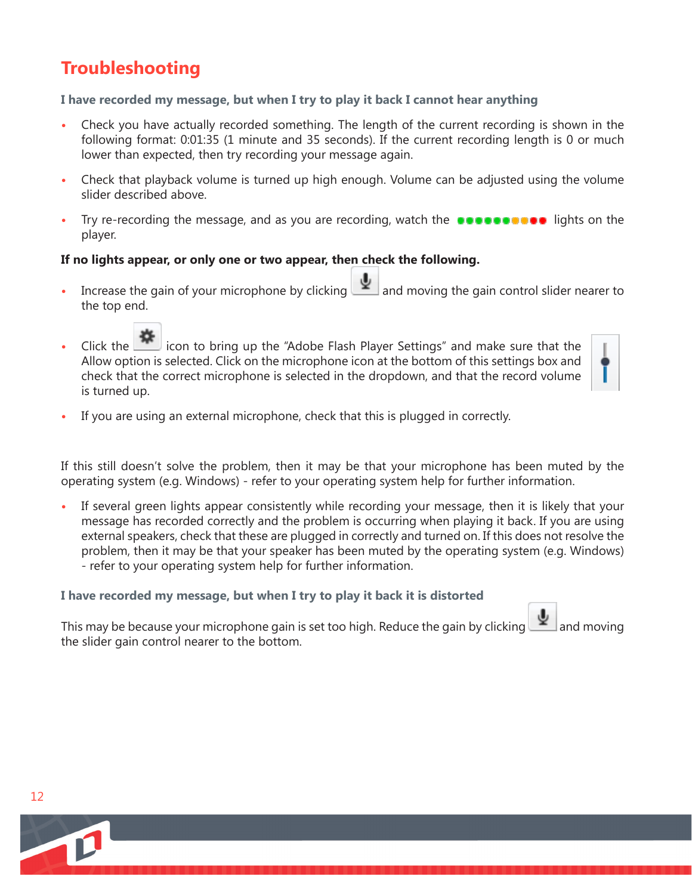# Troubleshooting

**I have recorded my message, but when I try to play it back I cannot hear anything**

- Check you have actually recorded something. The length of the current recording is shown in the following format: 0:01:35 (1 minute and 35 seconds). If the current recording length is 0 or much lower than expected, then try recording your message again.
- Check that playback volume is turned up high enough. Volume can be adjusted using the volume slider described above.
- Try re-recording the message, and as you are recording, watch the lights on the player.

**If no lights appear, or only one or two appear, then check the following.**

- Increase the gain of your microphone by clicking and moving the gain control slider nearer to the top end.
- Click the icon to bring up the "Adobe Flash Player Settings" and make sure that the Allow option is selected. Click on the microphone icon at the bottom of this settings box and check that the correct microphone is selected in the dropdown, and that the record volume is turned up.
- If you are using an external microphone, check that this is plugged in correctly.

If this still doesn't solve the problem, then it may be that your microphone has been muted by the operating system (e.g. Windows) - refer to your operating system help for further information.

- If several green lights appear consistently while recording your message, then it is likely that your message has recorded correctly and the problem is occurring when playing it back. If you are using external speakers, check that these are plugged in correctly and turned on. If this does not resolve the problem, then it may be that your speaker has been muted by the operating system (e.g. Windows) - refer to your operating system help for further information.

**I have recorded my message, but when I try to play it back it is distorted**

This may be because your microphone gain is set too high. Reduce the gain by clicking and moving the slider gain control nearer to the bottom.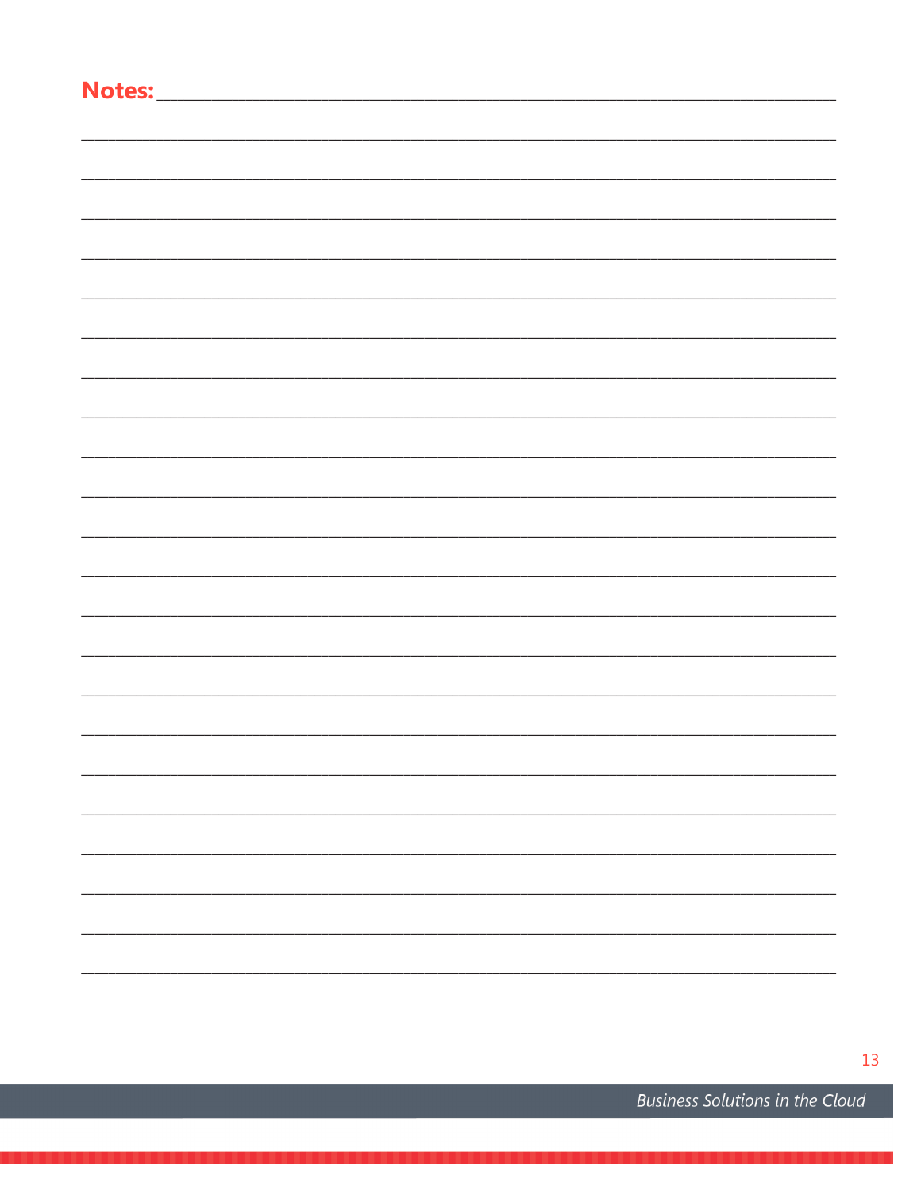**Notes:**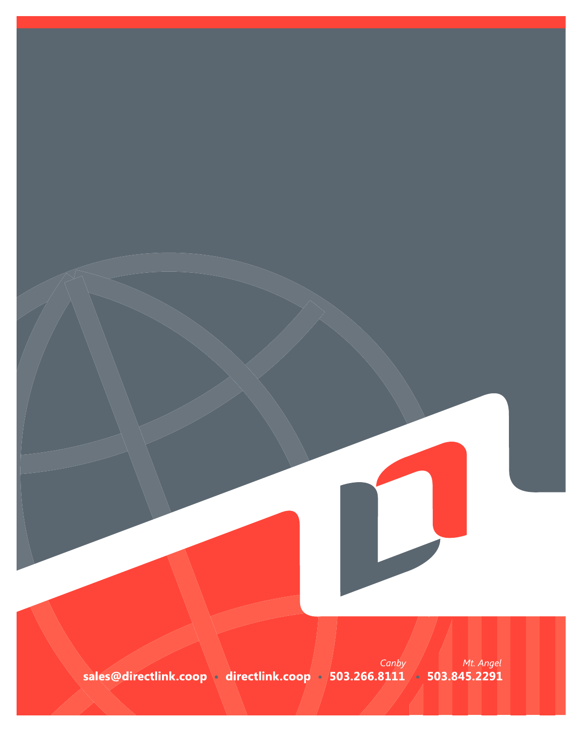sales@directlink.coop • directlink.coop • *Canby* 503.266.8111 • *Mt. Angel* 503.845.2291